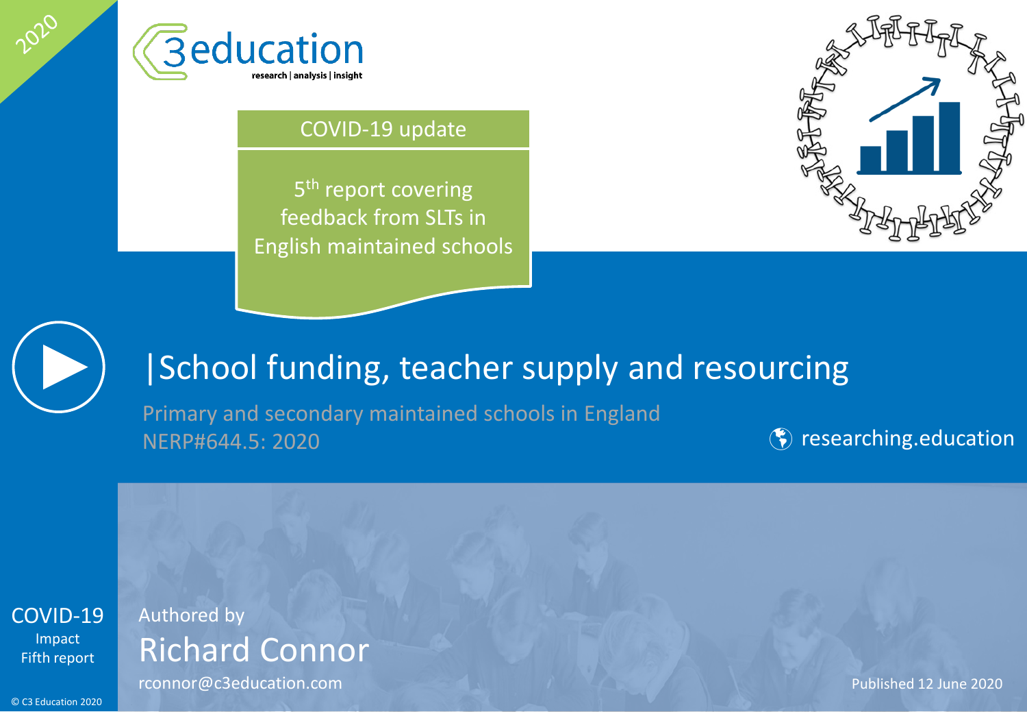2020

C3education
research | analysis | insight

COVID-19 update

5th report covering feedback from SLTs in English maintained schools

# |School funding, teacher supply and resourcing

Primary and secondary maintained schools in England
NERP#644.5: 2020

researching.education

COVID-19
Impact
Fifth report

Authored by
## Richard Connor
rconnor@c3education.com

Published 12 June 2020

© C3 Education 2020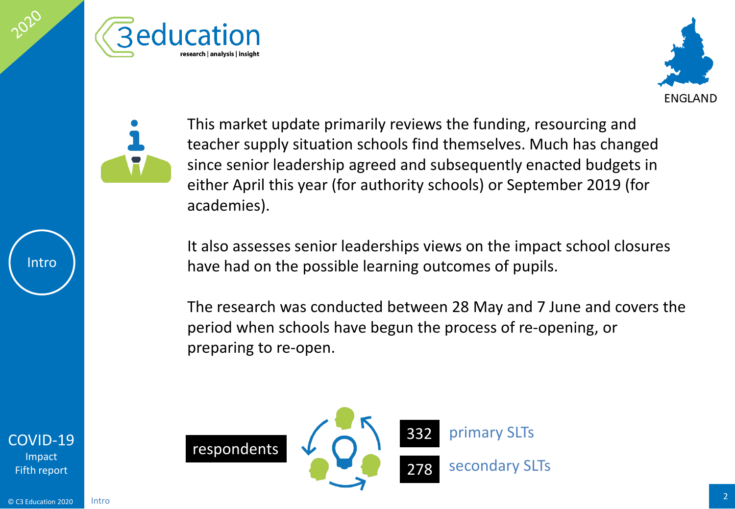## Intro

This market update primarily reviews the funding, resourcing and teacher supply situation schools find themselves. Much has changed since senior leadership agreed and subsequently enacted budgets in either April this year (for authority schools) or September 2019 (for academies).

It also assesses senior leaderships views on the impact school closures have had on the possible learning outcomes of pupils.

The research was conducted between 28 May and 7 June and covers the period when schools have begun the process of re-opening, or preparing to re-open.

**respondents**

- **332** primary SLTs
- **278** secondary SLTs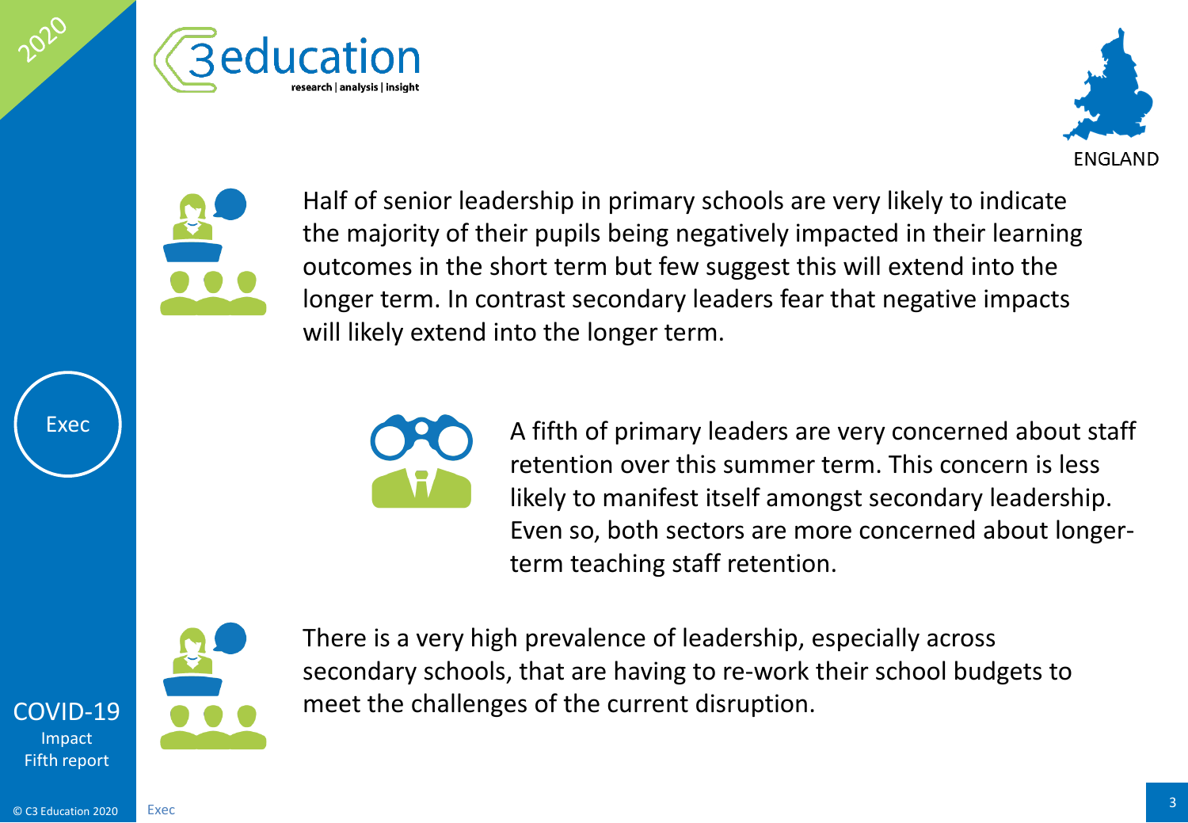Half of senior leadership in primary schools are very likely to indicate the majority of their pupils being negatively impacted in their learning outcomes in the short term but few suggest this will extend into the longer term. In contrast secondary leaders fear that negative impacts will likely extend into the longer term.

A fifth of primary leaders are very concerned about staff retention over this summer term. This concern is less likely to manifest itself amongst secondary leadership. Even so, both sectors are more concerned about longer-term teaching staff retention.

There is a very high prevalence of leadership, especially across secondary schools, that are having to re-work their school budgets to meet the challenges of the current disruption.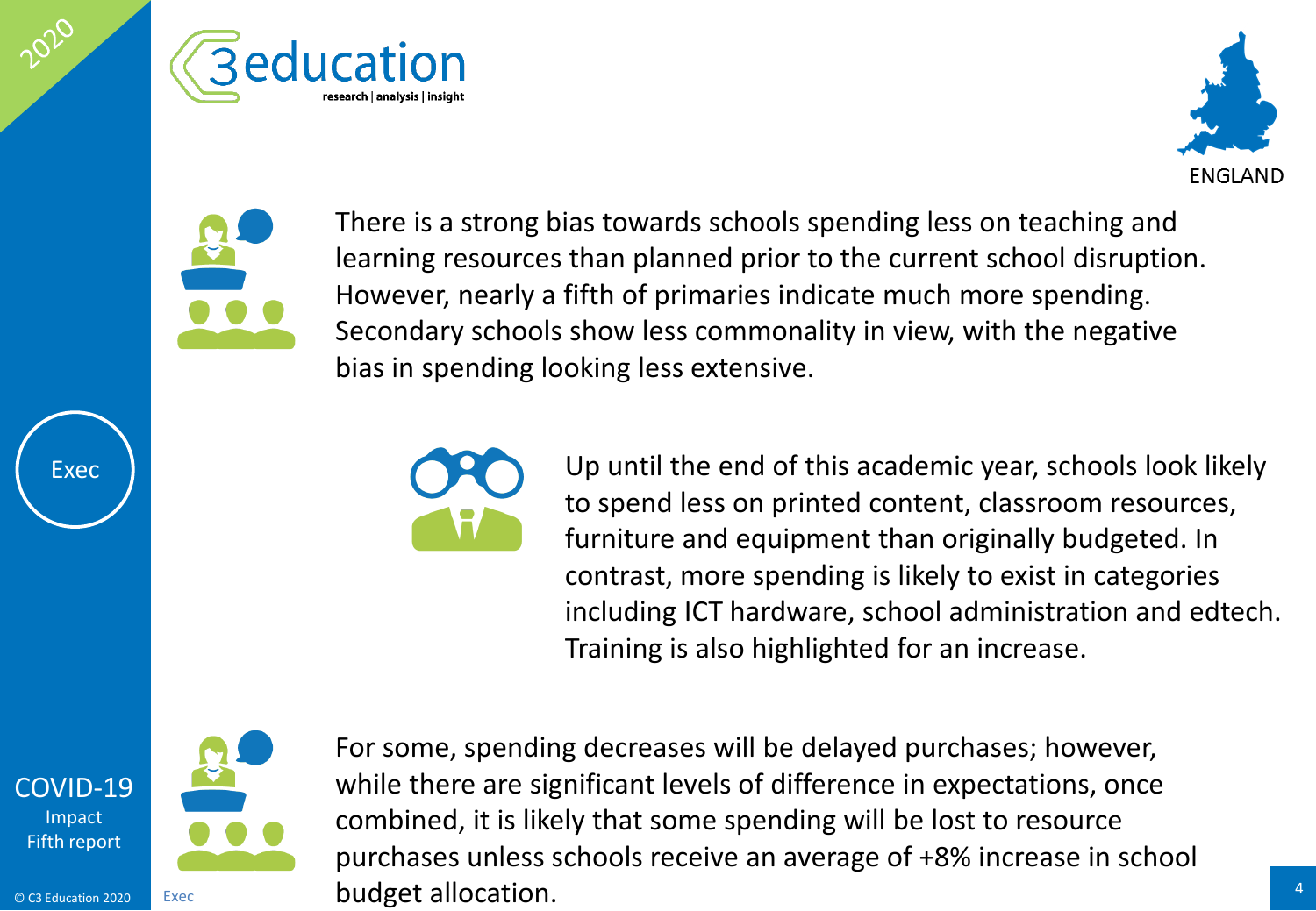There is a strong bias towards schools spending less on teaching and learning resources than planned prior to the current school disruption. However, nearly a fifth of primaries indicate much more spending. Secondary schools show less commonality in view, with the negative bias in spending looking less extensive.

Up until the end of this academic year, schools look likely to spend less on printed content, classroom resources, furniture and equipment than originally budgeted. In contrast, more spending is likely to exist in categories including ICT hardware, school administration and edtech. Training is also highlighted for an increase.

For some, spending decreases will be delayed purchases; however, while there are significant levels of difference in expectations, once combined, it is likely that some spending will be lost to resource purchases unless schools receive an average of +8% increase in school budget allocation.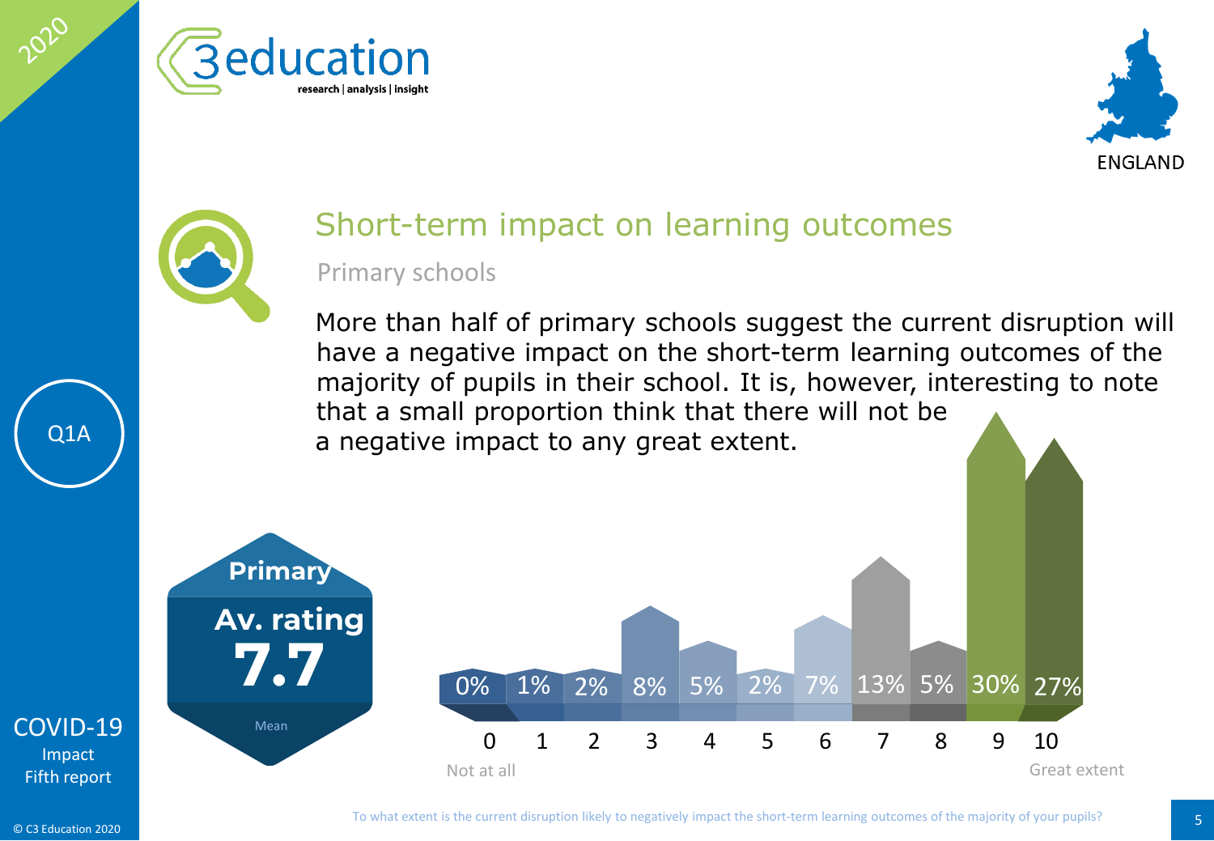## Short-term impact on learning outcomes

Primary schools

More than half of primary schools suggest the current disruption will have a negative impact on the short-term learning outcomes of the majority of pupils in their school. It is, however, interesting to note that a small proportion think that there will not be a negative impact to any great extent.

Q1A

**Primary**

**Av. rating**

**7.7**

Mean

| 0 | 1 | 2 | 3 | 4 | 5 | 6 | 7 | 8 | 9 | 10 |
|---|---|---|---|---|---|---|---|---|---|---|
| 0% | 1% | 2% | 8% | 5% | 2% | 7% | 13% | 5% | 30% | 27% |

Not at all — Great extent

To what extent is the current disruption likely to negatively impact the short-term learning outcomes of the majority of your pupils?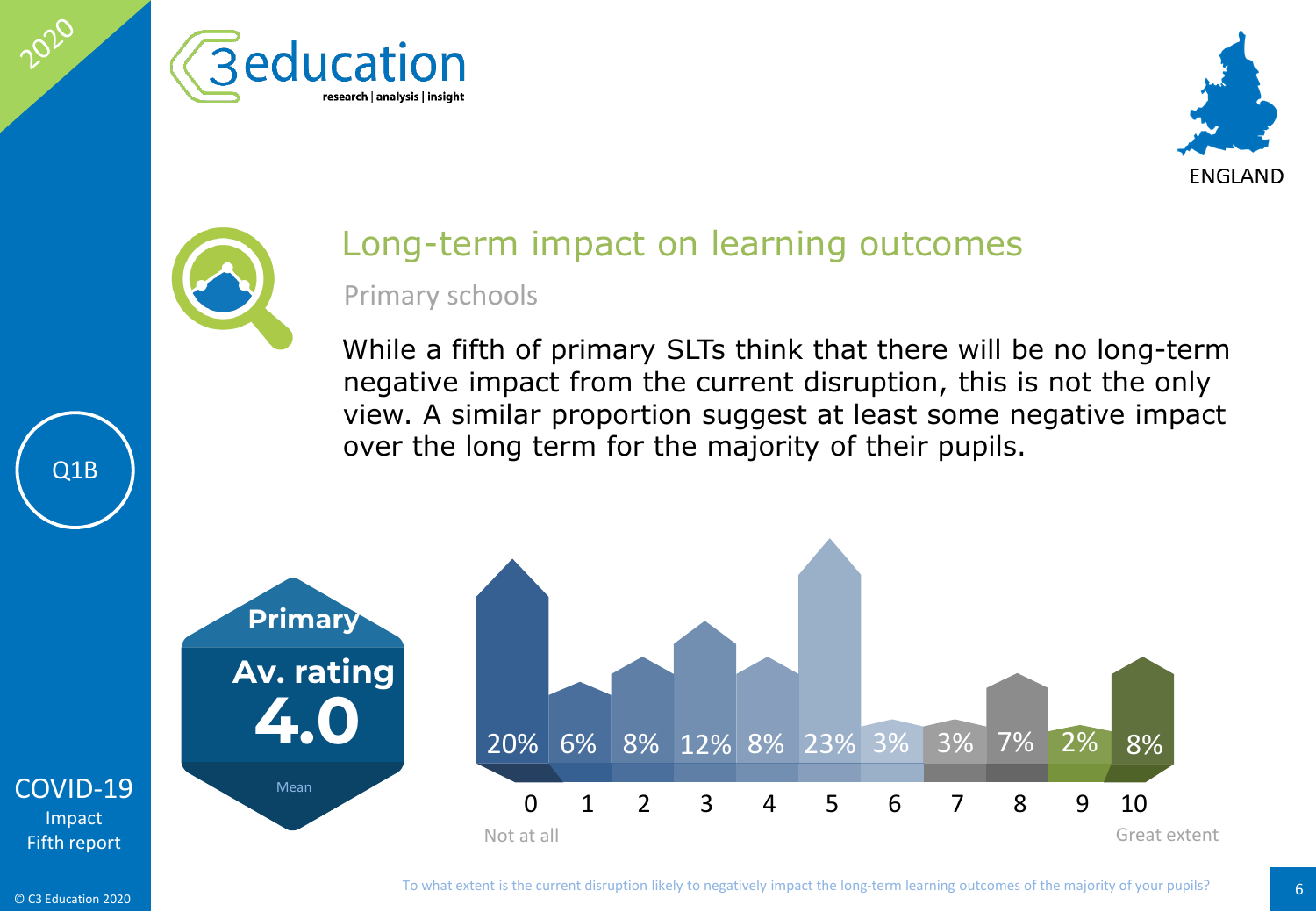## Long-term impact on learning outcomes

Primary schools

While a fifth of primary SLTs think that there will be no long-term negative impact from the current disruption, this is not the only view. A similar proportion suggest at least some negative impact over the long term for the majority of their pupils.

Q1B

**Primary**
**Av. rating**
**4.0**
Mean

| 0 (Not at all) | 1 | 2 | 3 | 4 | 5 | 6 | 7 | 8 | 9 | 10 (Great extent) |
|---|---|---|---|---|---|---|---|---|---|---|
| 20% | 6% | 8% | 12% | 8% | 23% | 3% | 3% | 7% | 2% | 8% |

To what extent is the current disruption likely to negatively impact the long-term learning outcomes of the majority of your pupils?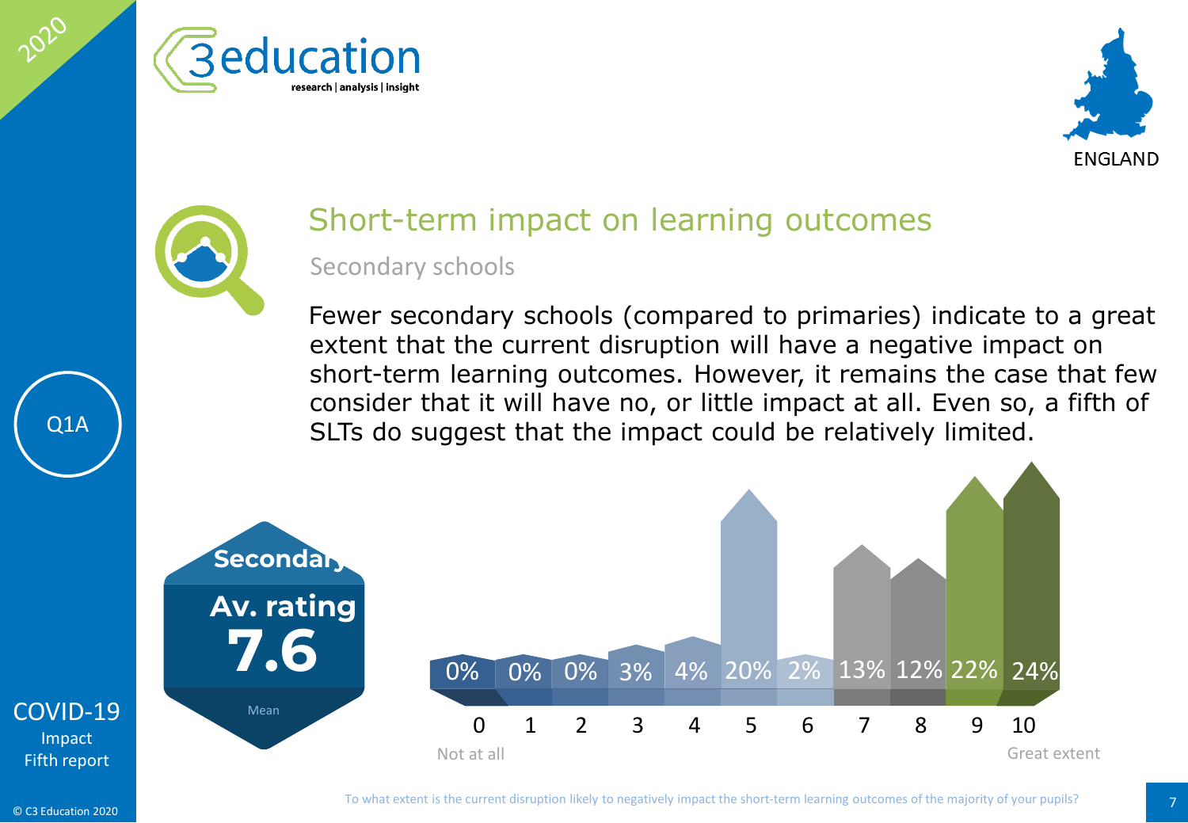## Short-term impact on learning outcomes

Secondary schools

Fewer secondary schools (compared to primaries) indicate to a great extent that the current disruption will have a negative impact on short-term learning outcomes. However, it remains the case that few consider that it will have no, or little impact at all. Even so, a fifth of SLTs do suggest that the impact could be relatively limited.

**Secondary**

**Av. rating**

**7.6**

Mean

| 0 (Not at all) | 1 | 2 | 3 | 4 | 5 | 6 | 7 | 8 | 9 | 10 (Great extent) |
|---|---|---|---|---|---|---|---|---|---|---|
| 0% | 0% | 0% | 3% | 4% | 20% | 2% | 13% | 12% | 22% | 24% |

To what extent is the current disruption likely to negatively impact the short-term learning outcomes of the majority of your pupils?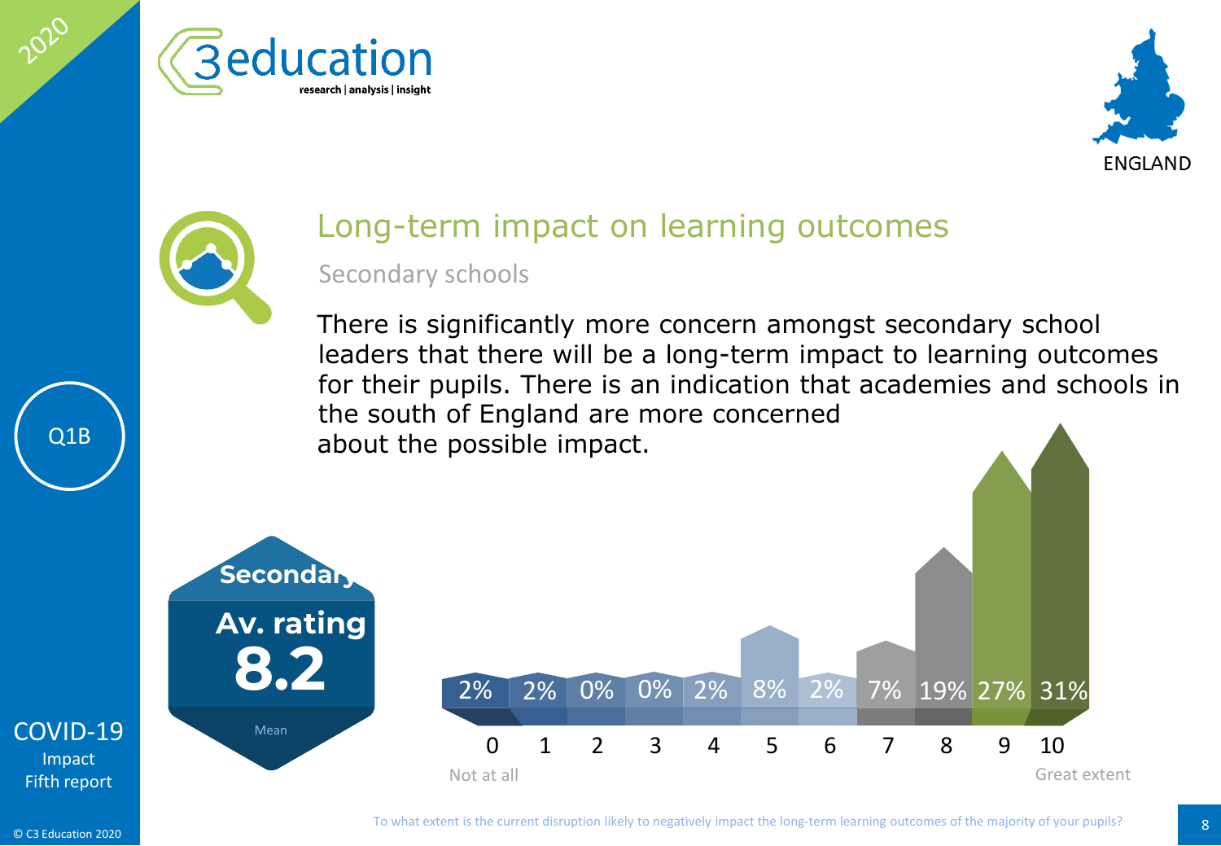# Long-term impact on learning outcomes

## Secondary schools

There is significantly more concern amongst secondary school leaders that there will be a long-term impact to learning outcomes for their pupils. There is an indication that academies and schools in the south of England are more concerned about the possible impact.

**Secondary**
**Av. rating**
**8.2**
Mean

| Rating | 0 (Not at all) | 1 | 2 | 3 | 4 | 5 | 6 | 7 | 8 | 9 | 10 (Great extent) |
|---|---|---|---|---|---|---|---|---|---|---|---|
| % | 2% | 2% | 0% | 0% | 2% | 8% | 2% | 7% | 19% | 27% | 31% |

To what extent is the current disruption likely to negatively impact the long-term learning outcomes of the majority of your pupils?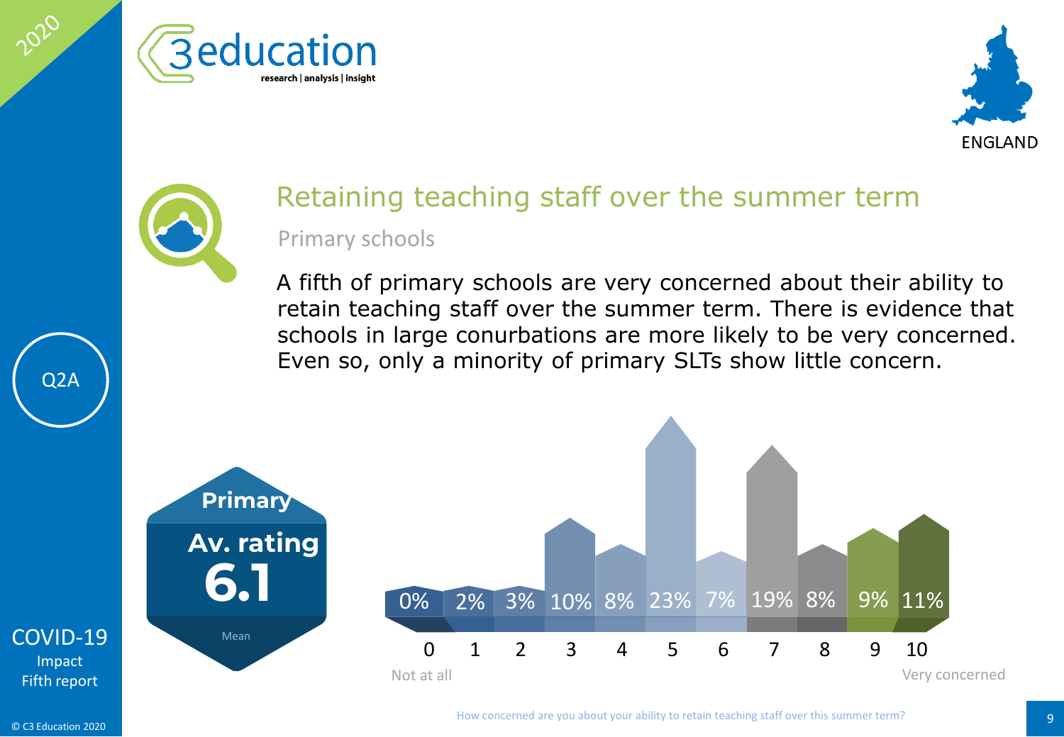# Retaining teaching staff over the summer term

## Primary schools

A fifth of primary schools are very concerned about their ability to retain teaching staff over the summer term. There is evidence that schools in large conurbations are more likely to be very concerned. Even so, only a minority of primary SLTs show little concern.

**Primary**

**Av. rating**

**6.1**

Mean

| 0 | 1 | 2 | 3 | 4 | 5 | 6 | 7 | 8 | 9 | 10 |
|---|---|---|---|---|---|---|---|---|---|---|
| 0% | 2% | 3% | 10% | 8% | 23% | 7% | 19% | 8% | 9% | 11% |

Not at all — Very concerned

How concerned are you about your ability to retain teaching staff over this summer term?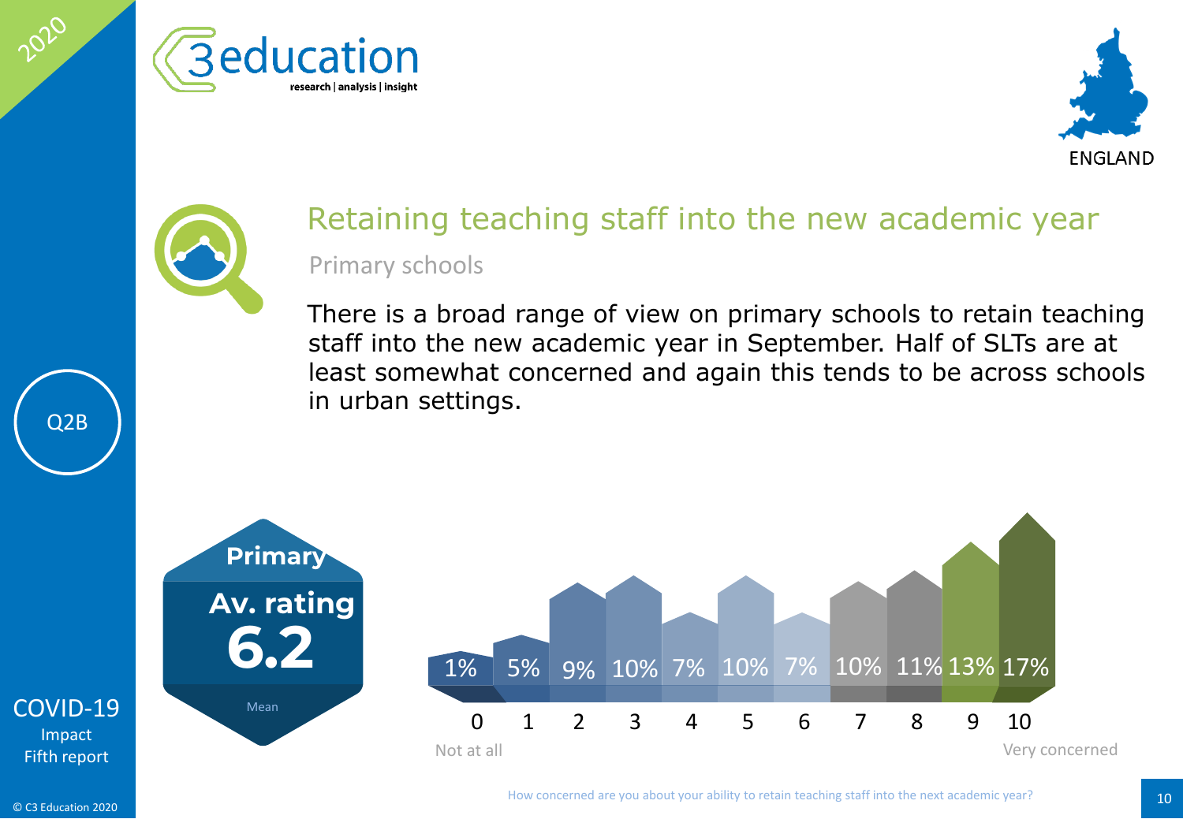# Retaining teaching staff into the new academic year

## Primary schools

Q2B

There is a broad range of view on primary schools to retain teaching staff into the new academic year in September. Half of SLTs are at least somewhat concerned and again this tends to be across schools in urban settings.

**Primary**
**Av. rating**
**6.2**
Mean

| 0 (Not at all) | 1 | 2 | 3 | 4 | 5 | 6 | 7 | 8 | 9 | 10 (Very concerned) |
|---|---|---|---|---|---|---|---|---|---|---|
| 1% | 5% | 9% | 10% | 7% | 10% | 7% | 10% | 11% | 13% | 17% |

How concerned are you about your ability to retain teaching staff into the next academic year?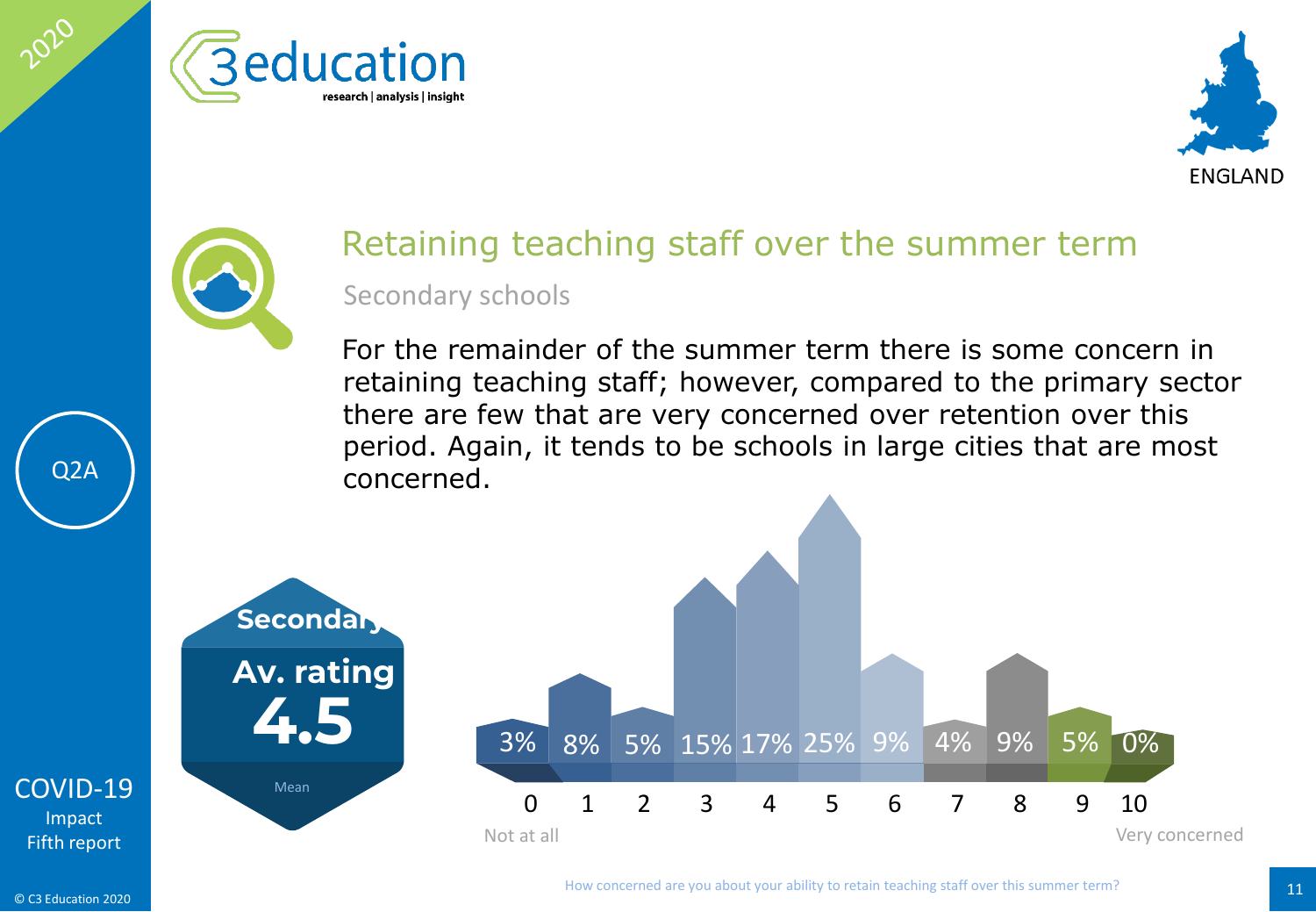## Retaining teaching staff over the summer term

### Secondary schools

For the remainder of the summer term there is some concern in retaining teaching staff; however, compared to the primary sector there are few that are very concerned over retention over this period. Again, it tends to be schools in large cities that are most concerned.

**Secondary**
**Av. rating**
**4.5**
Mean

| Rating | 0 (Not at all) | 1 | 2 | 3 | 4 | 5 | 6 | 7 | 8 | 9 | 10 (Very concerned) |
|---|---|---|---|---|---|---|---|---|---|---|---|
| % | 3% | 8% | 5% | 15% | 17% | 25% | 9% | 4% | 9% | 5% | 0% |

How concerned are you about your ability to retain teaching staff over this summer term?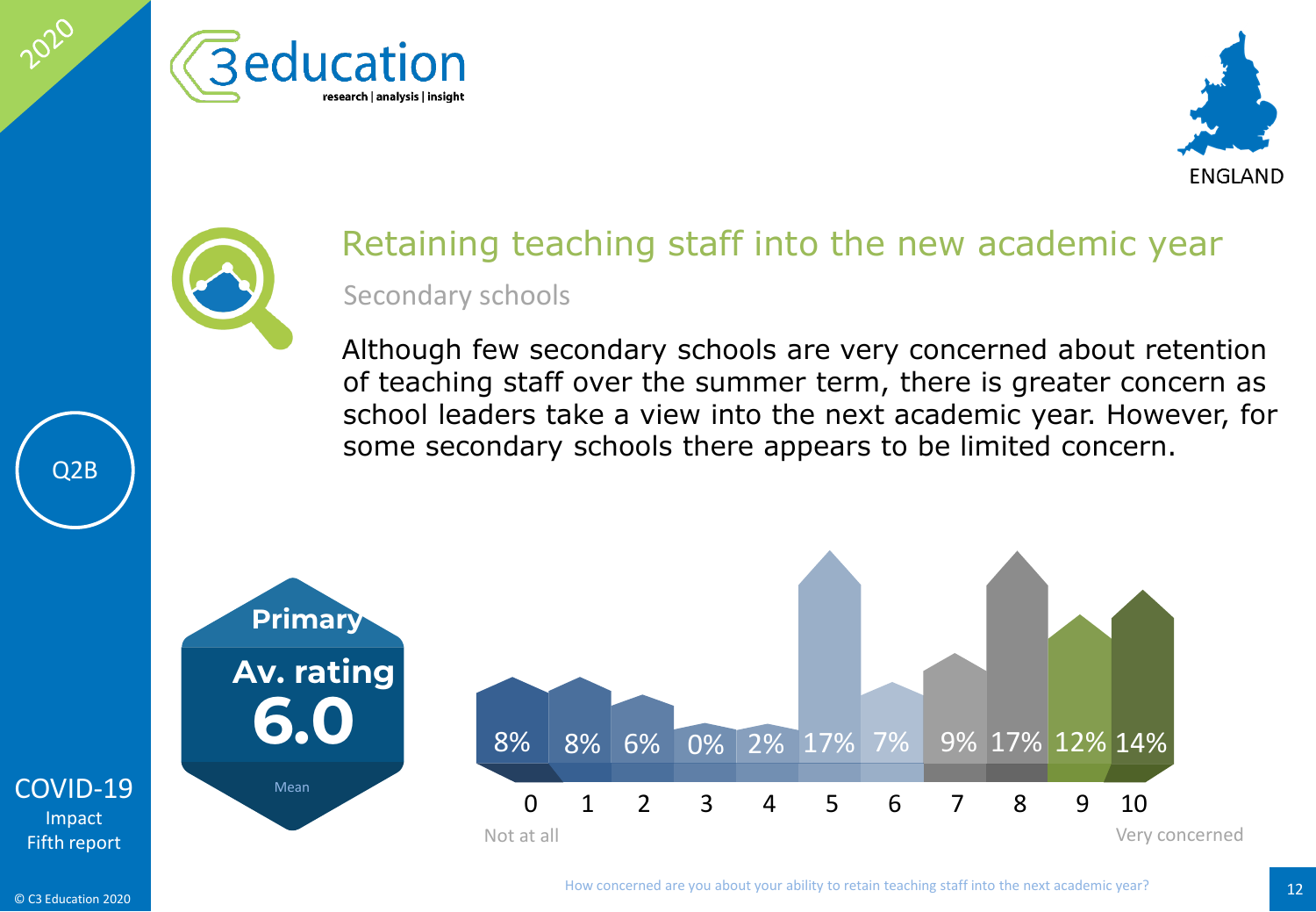# Retaining teaching staff into the new academic year

## Secondary schools

Although few secondary schools are very concerned about retention of teaching staff over the summer term, there is greater concern as school leaders take a view into the next academic year. However, for some secondary schools there appears to be limited concern.

Q2B

**Primary**

**Av. rating**

**6.0**

Mean

| Rating | 0 (Not at all) | 1 | 2 | 3 | 4 | 5 | 6 | 7 | 8 | 9 | 10 (Very concerned) |
|---|---|---|---|---|---|---|---|---|---|---|---|
| % | 8% | 8% | 6% | 0% | 2% | 17% | 7% | 9% | 17% | 12% | 14% |

How concerned are you about your ability to retain teaching staff into the next academic year?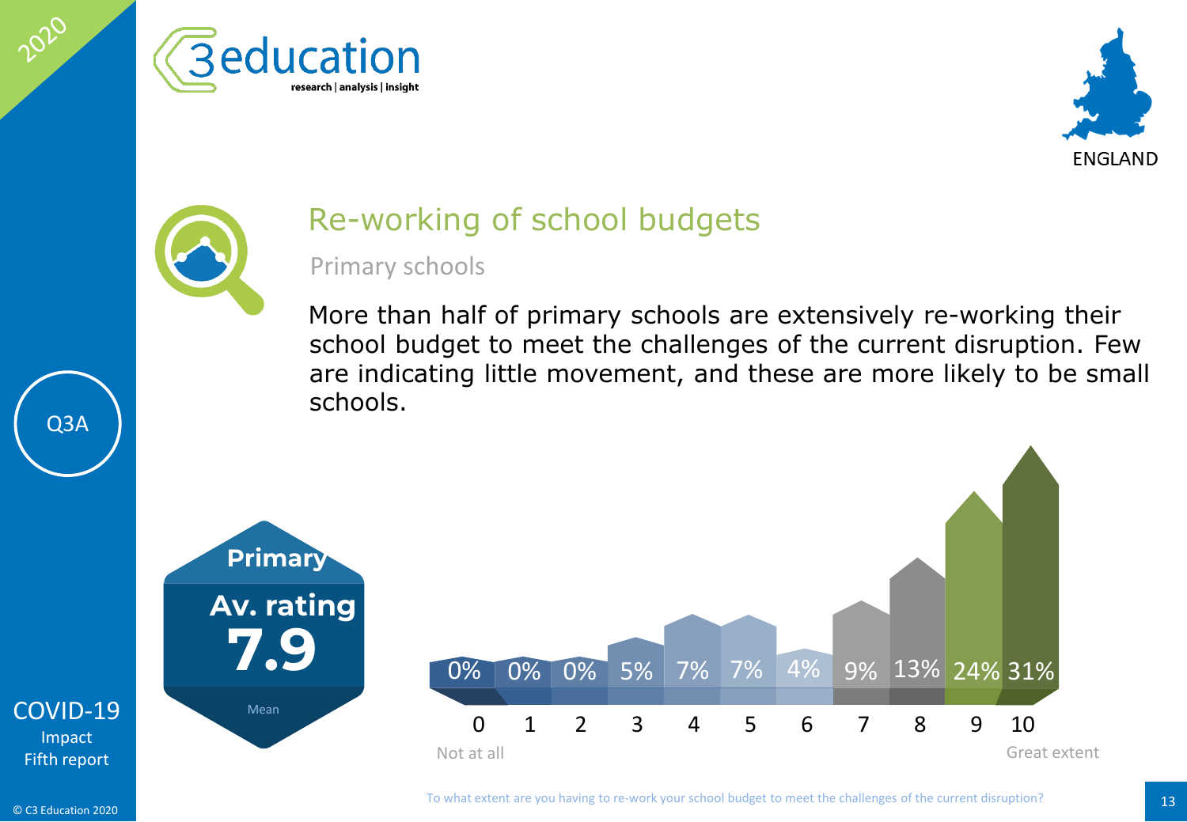## Re-working of school budgets

Primary schools

More than half of primary schools are extensively re-working their school budget to meet the challenges of the current disruption. Few are indicating little movement, and these are more likely to be small schools.

Q3A

**Primary**

**Av. rating**

**7.9**

Mean

| 0 | 1 | 2 | 3 | 4 | 5 | 6 | 7 | 8 | 9 | 10 |
|---|---|---|---|---|---|---|---|---|---|---|
| 0% | 0% | 0% | 5% | 7% | 7% | 4% | 9% | 13% | 24% | 31% |

0 = Not at all; 10 = Great extent

To what extent are you having to re-work your school budget to meet the challenges of the current disruption?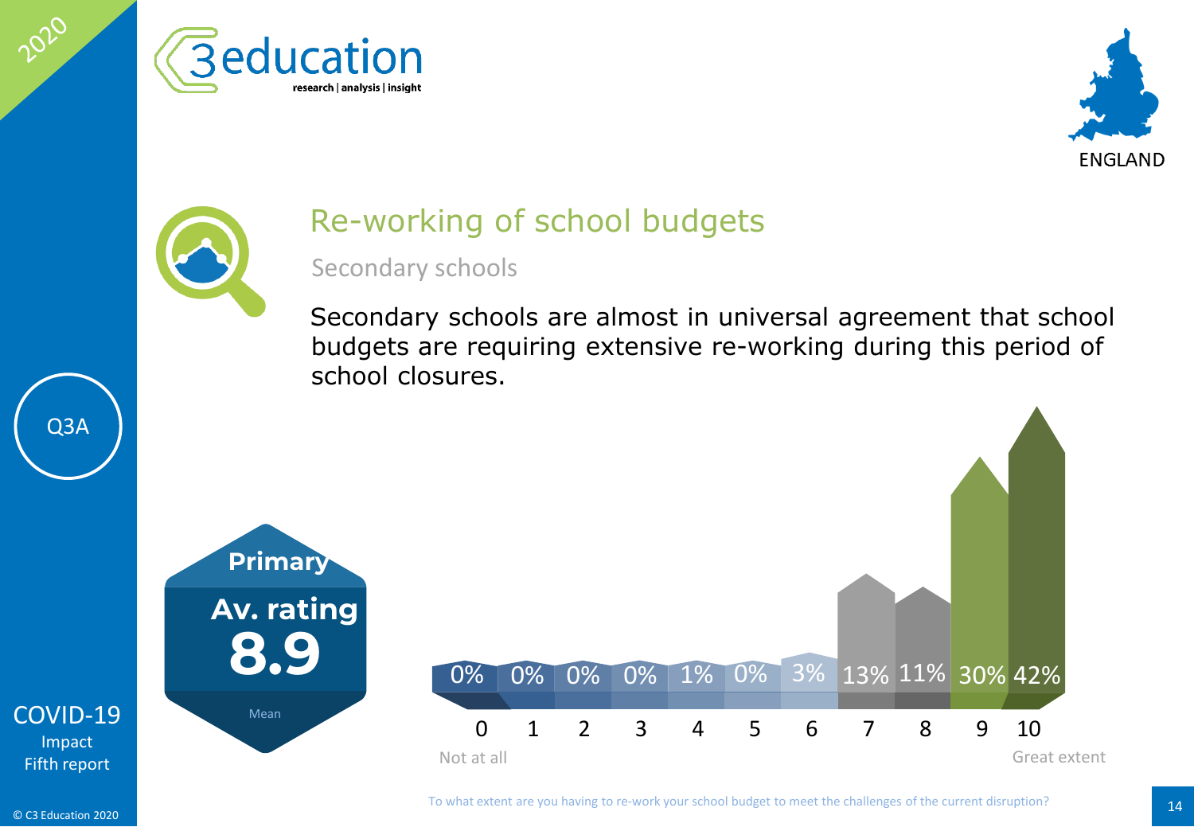## Re-working of school budgets

Secondary schools

Secondary schools are almost in universal agreement that school budgets are requiring extensive re-working during this period of school closures.

Q3A

**Primary**

**Av. rating**

**8.9**

Mean

| 0 | 1 | 2 | 3 | 4 | 5 | 6 | 7 | 8 | 9 | 10 |
|---|---|---|---|---|---|---|---|---|---|---|
| 0% | 0% | 0% | 0% | 1% | 0% | 3% | 13% | 11% | 30% | 42% |

Not at all — Great extent

To what extent are you having to re-work your school budget to meet the challenges of the current disruption?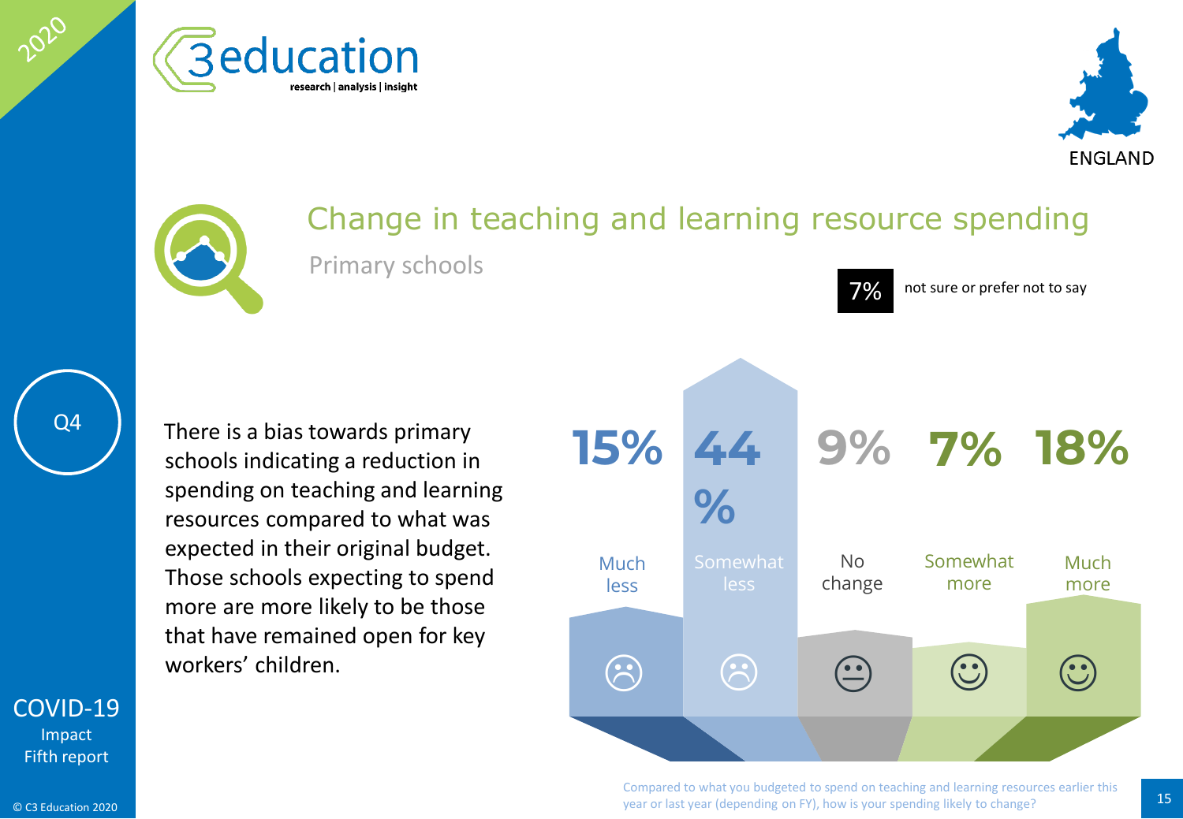# Change in teaching and learning resource spending

## Primary schools

Q4

**7%** not sure or prefer not to say

There is a bias towards primary schools indicating a reduction in spending on teaching and learning resources compared to what was expected in their original budget. Those schools expecting to spend more are more likely to be those that have remained open for key workers' children.

| Much less | Somewhat less | No change | Somewhat more | Much more |
| --- | --- | --- | --- | --- |
| 15% | 44% | 9% | 7% | 18% |

Compared to what you budgeted to spend on teaching and learning resources earlier this year or last year (depending on FY), how is your spending likely to change?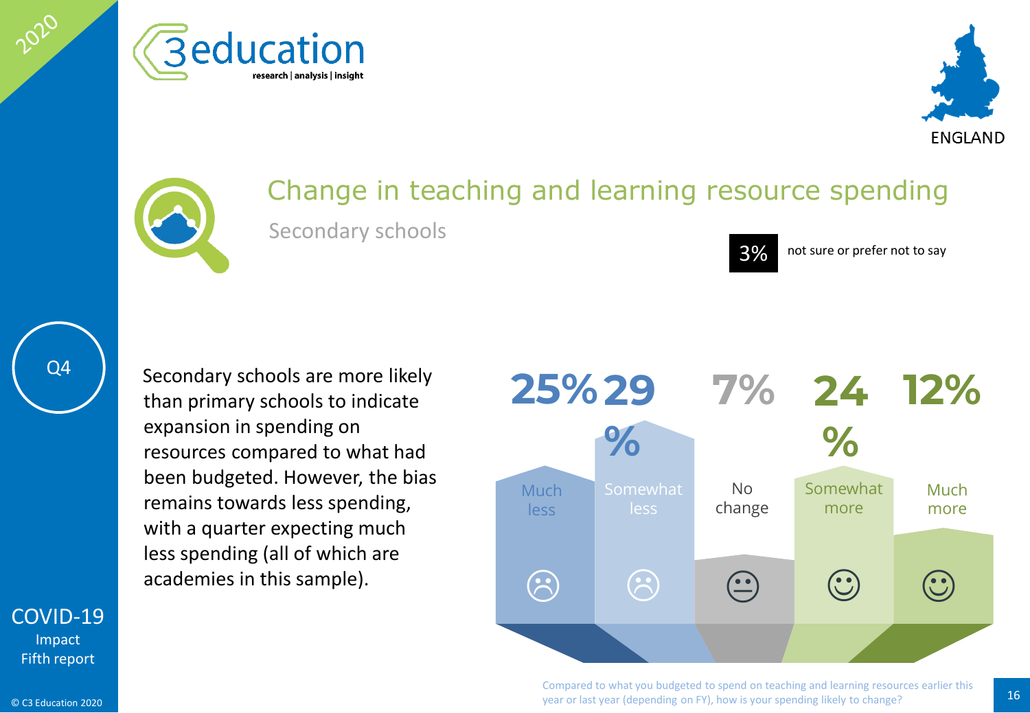# Change in teaching and learning resource spending

## Secondary schools

Q4

**3%** not sure or prefer not to say

Secondary schools are more likely than primary schools to indicate expansion in spending on resources compared to what had been budgeted. However, the bias remains towards less spending, with a quarter expecting much less spending (all of which are academies in this sample).

| Much less | Somewhat less | No change | Somewhat more | Much more |
|---|---|---|---|---|
| 25% | 29% | 7% | 24% | 12% |

Compared to what you budgeted to spend on teaching and learning resources earlier this year or last year (depending on FY), how is your spending likely to change?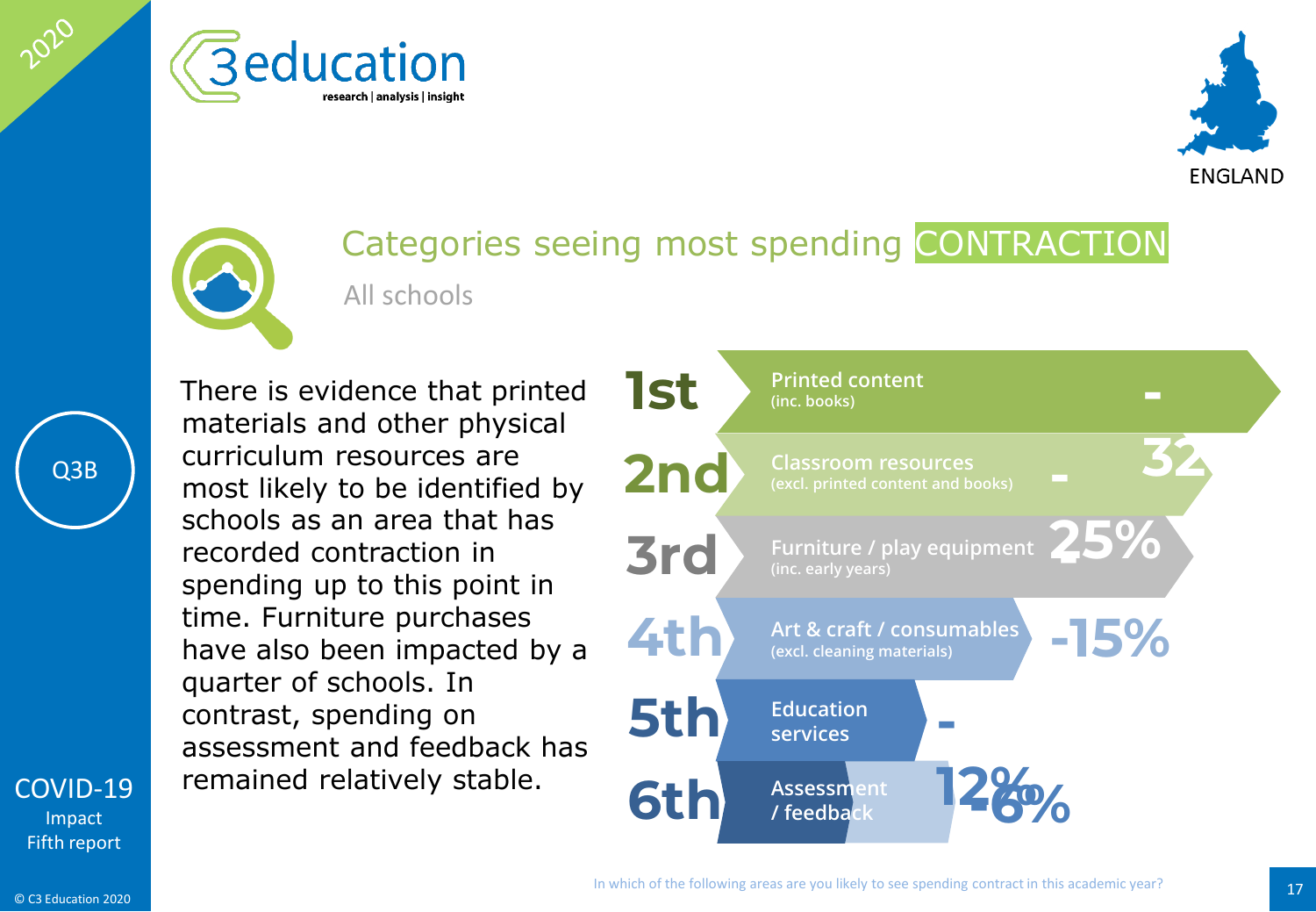# Categories seeing most spending CONTRACTION

All schools

There is evidence that printed materials and other physical curriculum resources are most likely to be identified by schools as an area that has recorded contraction in spending up to this point in time. Furniture purchases have also been impacted by a quarter of schools. In contrast, spending on assessment and feedback has remained relatively stable.

| Rank | Category | Value |
|---|---|---|
| 1st | Printed content (inc. books) | - |
| 2nd | Classroom resources (excl. printed content and books) | -32 |
| 3rd | Furniture / play equipment (inc. early years) | 25% |
| 4th | Art & craft / consumables (excl. cleaning materials) | -15% |
| 5th | Education services | - |
| 6th | Assessment / feedback | 12% -6% |

In which of the following areas are you likely to see spending contract in this academic year?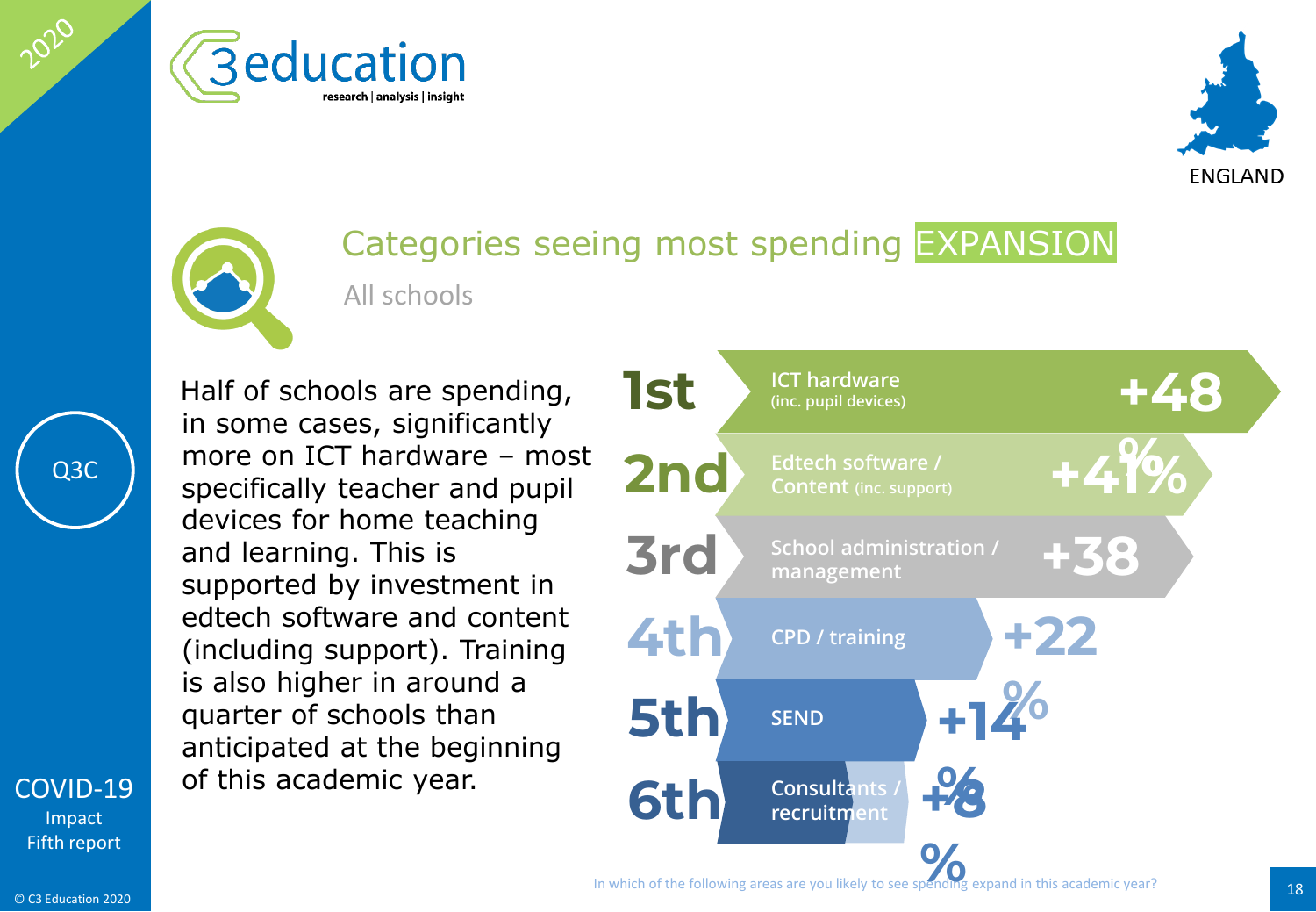# Categories seeing most spending EXPANSION

All schools

Half of schools are spending, in some cases, significantly more on ICT hardware – most specifically teacher and pupil devices for home teaching and learning. This is supported by investment in edtech software and content (including support). Training is also higher in around a quarter of schools than anticipated at the beginning of this academic year.

| Rank | Category | Percentage |
|---|---|---|
| 1st | ICT hardware (inc. pupil devices) | +48% |
| 2nd | Edtech software / Content (inc. support) | +41% |
| 3rd | School administration / management | +38% |
| 4th | CPD / training | +22% |
| 5th | SEND | +14% |
| 6th | Consultants / recruitment | +8% |

In which of the following areas are you likely to see spending expand in this academic year?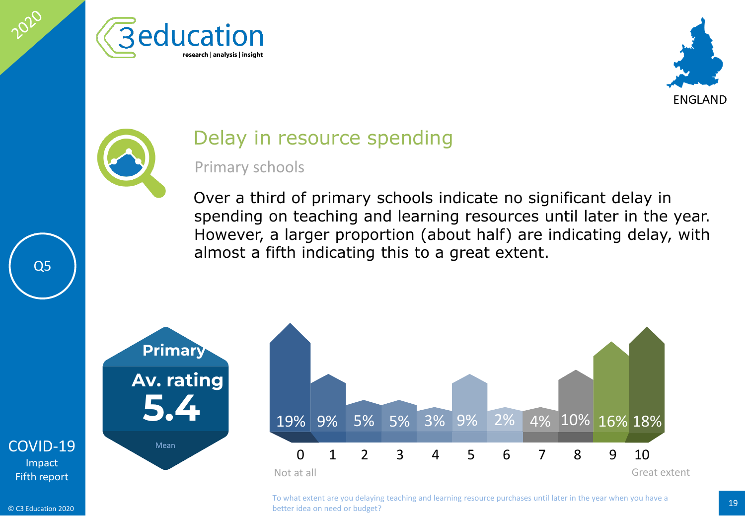# Delay in resource spending

## Primary schools

Over a third of primary schools indicate no significant delay in spending on teaching and learning resources until later in the year. However, a larger proportion (about half) are indicating delay, with almost a fifth indicating this to a great extent.

**Primary**
**Av. rating**
**5.4**
Mean

| Rating | 0 (Not at all) | 1 | 2 | 3 | 4 | 5 | 6 | 7 | 8 | 9 | 10 (Great extent) |
|---|---|---|---|---|---|---|---|---|---|---|---|
| % | 19% | 9% | 5% | 5% | 3% | 9% | 2% | 4% | 10% | 16% | 18% |

To what extent are you delaying teaching and learning resource purchases until later in the year when you have a better idea on need or budget?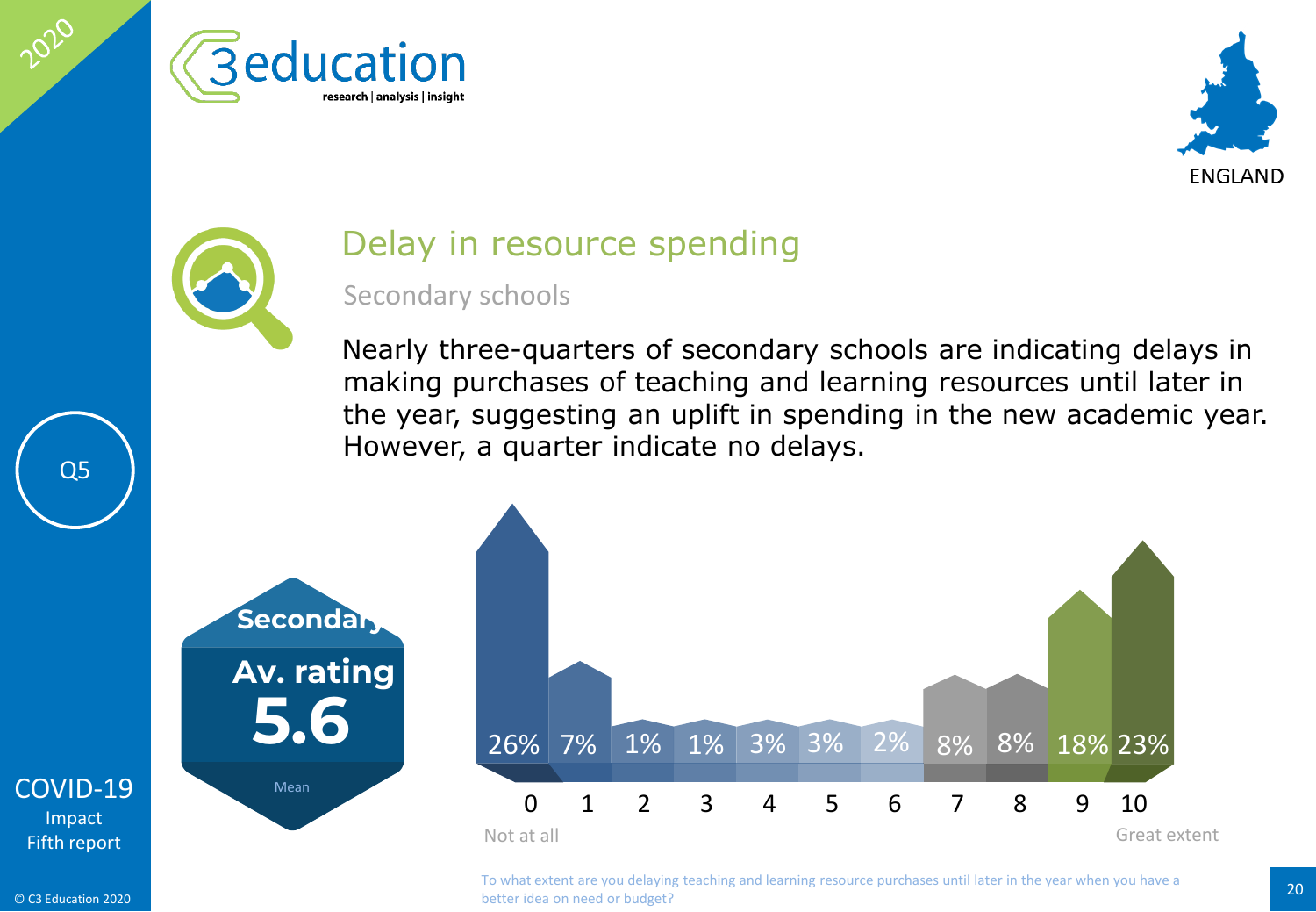# Delay in resource spending

## Secondary schools

Nearly three-quarters of secondary schools are indicating delays in making purchases of teaching and learning resources until later in the year, suggesting an uplift in spending in the new academic year. However, a quarter indicate no delays.

**Secondary**

**Av. rating**

**5.6**

Mean

| Rating | 0 (Not at all) | 1 | 2 | 3 | 4 | 5 | 6 | 7 | 8 | 9 | 10 (Great extent) |
|---|---|---|---|---|---|---|---|---|---|---|---|
| % | 26% | 7% | 1% | 1% | 3% | 3% | 2% | 8% | 8% | 18% | 23% |

To what extent are you delaying teaching and learning resource purchases until later in the year when you have a better idea on need or budget?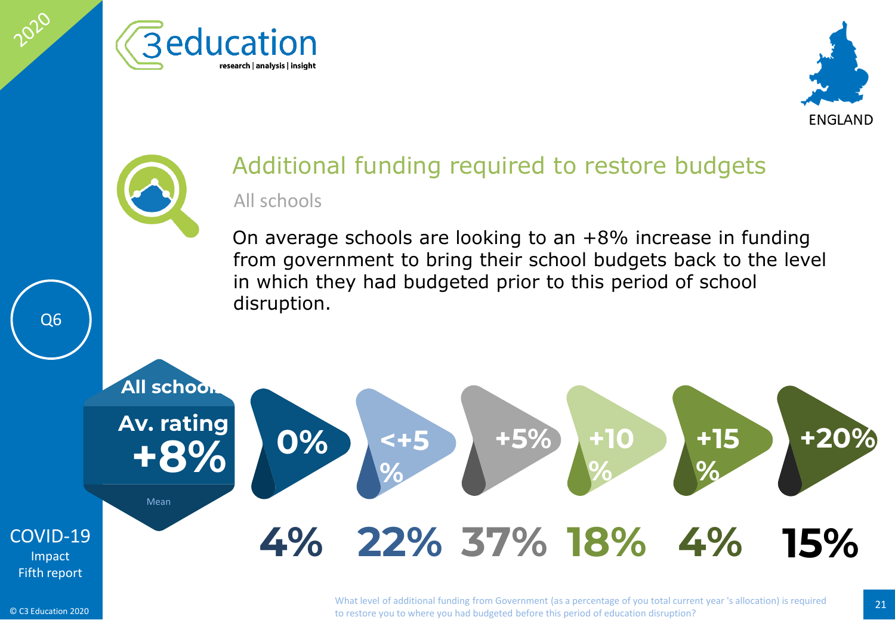## Additional funding required to restore budgets

All schools

On average schools are looking to an +8% increase in funding from government to bring their school budgets back to the level in which they had budgeted prior to this period of school disruption.

Q6

**All schools**

**Av. rating**
**+8%**

Mean

| 0% | <+5% | +5% | +10% | +15% | +20% |
|---|---|---|---|---|---|
| 4% | 22% | 37% | 18% | 4% | 15% |

What level of additional funding from Government (as a percentage of you total current year 's allocation) is required to restore you to where you had budgeted before this period of education disruption?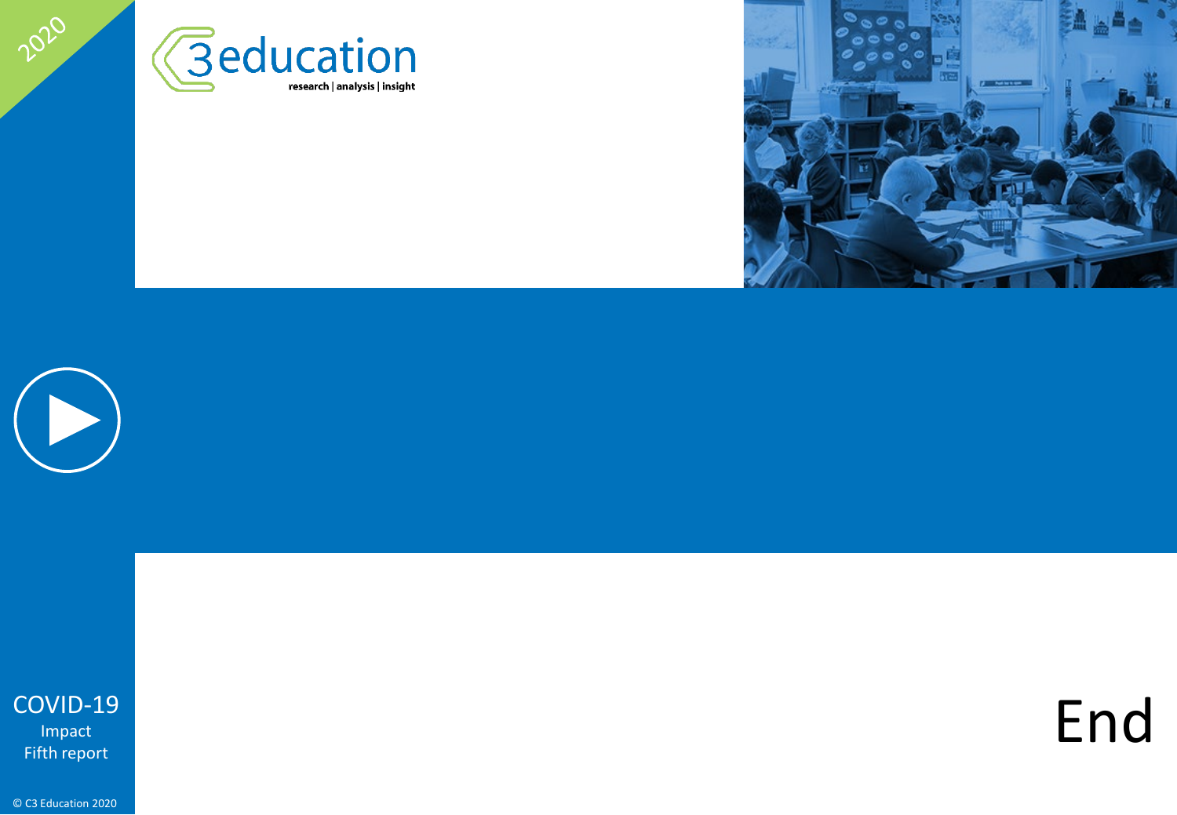# End